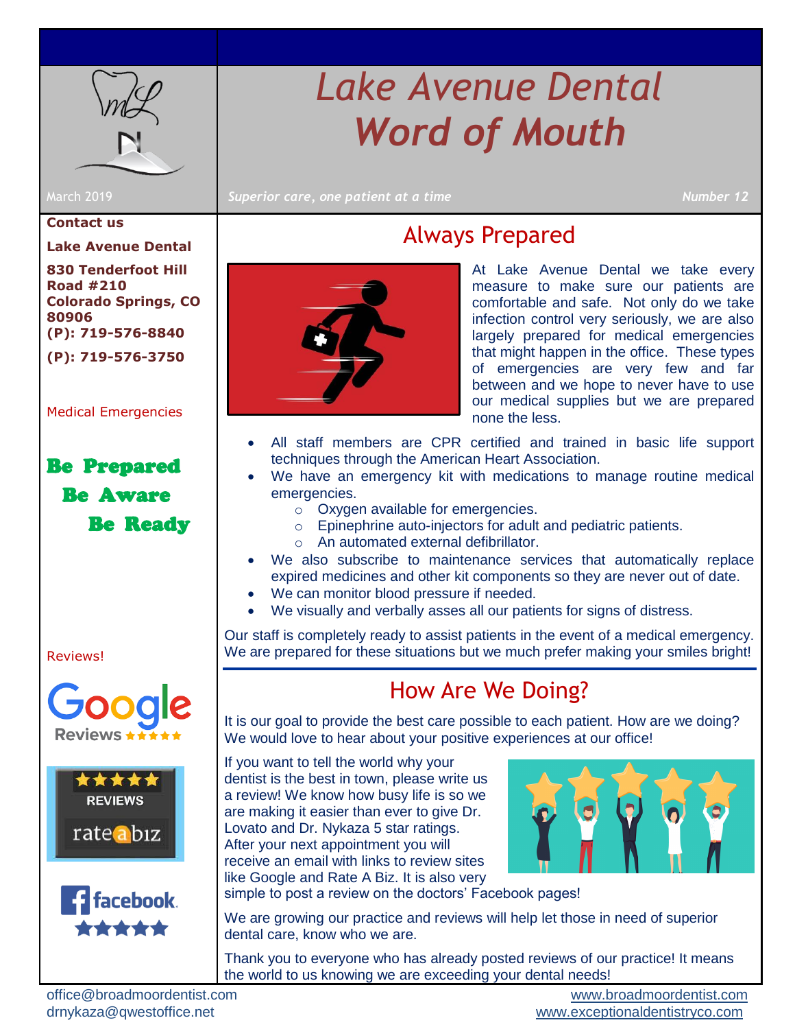# Lake Avenue Dental Word of Mouth

March 2019

*Superior care, one patient at a time*

*Number 12*

**Contact us**

**Lake Avenue Dental**

**830 Tenderfoot Hill Road #210**
**Colorado Springs, CO 80906**
**(P): 719-576-8840**

**(P): 719-576-3750**

Medical Emergencies

**Be Prepared**

**Be Aware**

**Be Ready**

Reviews!

Google Reviews ★★★★★

★★★★★ REVIEWS rateabiz

facebook ★★★★★

## Always Prepared

At Lake Avenue Dental we take every measure to make sure our patients are comfortable and safe. Not only do we take infection control very seriously, we are also largely prepared for medical emergencies that might happen in the office. These types of emergencies are very few and far between and we hope to never have to use our medical supplies but we are prepared none the less.

- All staff members are CPR certified and trained in basic life support techniques through the American Heart Association.
- We have an emergency kit with medications to manage routine medical emergencies.
  - Oxygen available for emergencies.
  - Epinephrine auto-injectors for adult and pediatric patients.
  - An automated external defibrillator.
- We also subscribe to maintenance services that automatically replace expired medicines and other kit components so they are never out of date.
- We can monitor blood pressure if needed.
- We visually and verbally asses all our patients for signs of distress.

Our staff is completely ready to assist patients in the event of a medical emergency. We are prepared for these situations but we much prefer making your smiles bright!

## How Are We Doing?

It is our goal to provide the best care possible to each patient. How are we doing? We would love to hear about your positive experiences at our office!

If you want to tell the world why your dentist is the best in town, please write us a review! We know how busy life is so we are making it easier than ever to give Dr. Lovato and Dr. Nykaza 5 star ratings. After your next appointment you will receive an email with links to review sites like Google and Rate A Biz. It is also very simple to post a review on the doctors' Facebook pages!

We are growing our practice and reviews will help let those in need of superior dental care, know who we are.

Thank you to everyone who has already posted reviews of our practice! It means the world to us knowing we are exceeding your dental needs!

office@broadmoordentist.com
drnykaza@qwestoffice.net

www.broadmoordentist.com
www.exceptionaldentistryco.com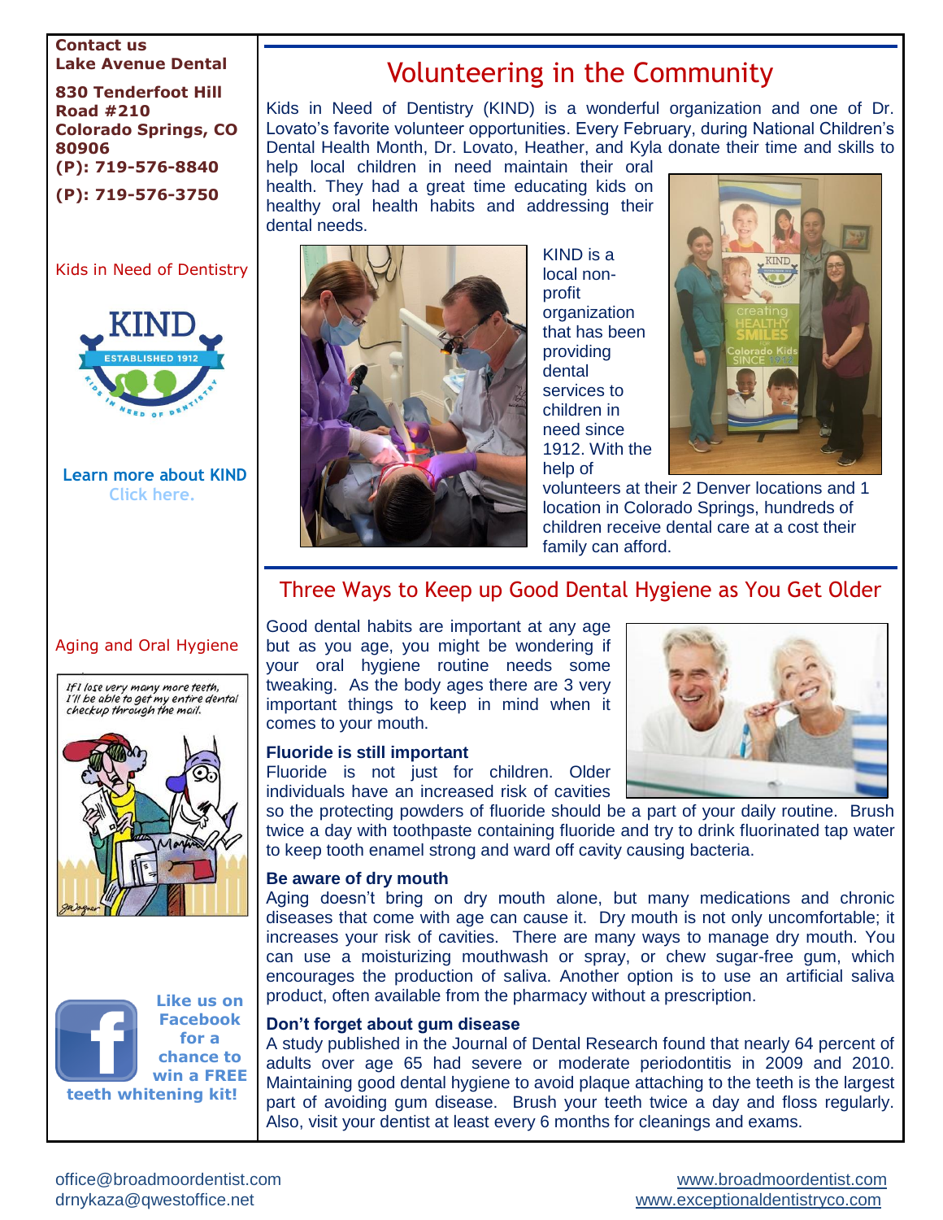**Contact us**
**Lake Avenue Dental**

**830 Tenderfoot Hill Road #210**
**Colorado Springs, CO 80906**
**(P): 719-576-8840**

**(P): 719-576-3750**

Kids in Need of Dentistry

**Learn more about KIND**
Click here.

Aging and Oral Hygiene

**Like us on Facebook for a chance to win a FREE teeth whitening kit!**

## Volunteering in the Community

Kids in Need of Dentistry (KIND) is a wonderful organization and one of Dr. Lovato's favorite volunteer opportunities. Every February, during National Children's Dental Health Month, Dr. Lovato, Heather, and Kyla donate their time and skills to help local children in need maintain their oral health. They had a great time educating kids on healthy oral health habits and addressing their dental needs.

KIND is a local non-profit organization that has been providing dental services to children in need since 1912. With the help of volunteers at their 2 Denver locations and 1 location in Colorado Springs, hundreds of children receive dental care at a cost their family can afford.

## Three Ways to Keep up Good Dental Hygiene as You Get Older

Good dental habits are important at any age but as you age, you might be wondering if your oral hygiene routine needs some tweaking. As the body ages there are 3 very important things to keep in mind when it comes to your mouth.

**Fluoride is still important**
Fluoride is not just for children. Older individuals have an increased risk of cavities so the protecting powders of fluoride should be a part of your daily routine. Brush twice a day with toothpaste containing fluoride and try to drink fluorinated tap water to keep tooth enamel strong and ward off cavity causing bacteria.

**Be aware of dry mouth**
Aging doesn't bring on dry mouth alone, but many medications and chronic diseases that come with age can cause it. Dry mouth is not only uncomfortable; it increases your risk of cavities. There are many ways to manage dry mouth. You can use a moisturizing mouthwash or spray, or chew sugar-free gum, which encourages the production of saliva. Another option is to use an artificial saliva product, often available from the pharmacy without a prescription.

**Don't forget about gum disease**
A study published in the Journal of Dental Research found that nearly 64 percent of adults over age 65 had severe or moderate periodontitis in 2009 and 2010. Maintaining good dental hygiene to avoid plaque attaching to the teeth is the largest part of avoiding gum disease. Brush your teeth twice a day and floss regularly. Also, visit your dentist at least every 6 months for cleanings and exams.

office@broadmoordentist.com
drnykaza@qwestoffice.net

www.broadmoordentist.com
www.exceptionaldentistryco.com